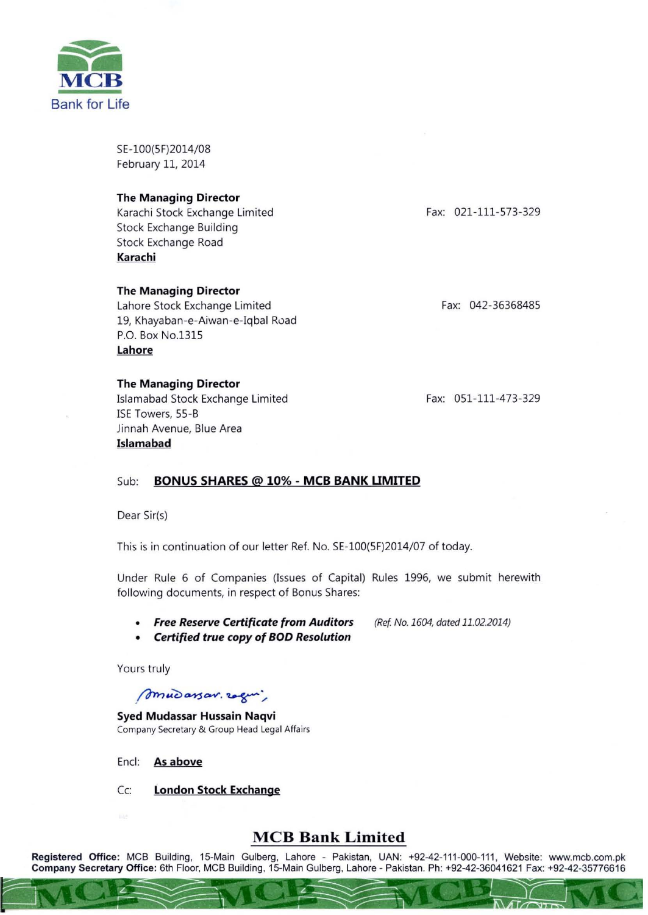MCB
Bank for Life

SE-100(5F)2014/08
February 11, 2014

**The Managing Director**
Karachi Stock Exchange Limited
Stock Exchange Building
Stock Exchange Road
**Karachi**

Fax: 021-111-573-329

**The Managing Director**
Lahore Stock Exchange Limited
19, Khayaban-e-Aiwan-e-Iqbal Road
P.O. Box No.1315
**Lahore**

Fax: 042-36368485

**The Managing Director**
Islamabad Stock Exchange Limited
ISE Towers, 55-B
Jinnah Avenue, Blue Area
**Islamabad**

Fax: 051-111-473-329

Sub: **BONUS SHARES @ 10% - MCB BANK LIMITED**

Dear Sir(s)

This is in continuation of our letter Ref. No. SE-100(5F)2014/07 of today.

Under Rule 6 of Companies (Issues of Capital) Rules 1996, we submit herewith following documents, in respect of Bonus Shares:

- ***Free Reserve Certificate from Auditors*** *(Ref. No. 1604, dated 11.02.2014)*
- ***Certified true copy of BOD Resolution***

Yours truly

Mudassar. Naqvi

**Syed Mudassar Hussain Naqvi**
Company Secretary & Group Head Legal Affairs

Encl: **As above**

Cc: **London Stock Exchange**

**MCB Bank Limited**

**Registered Office:** MCB Building, 15-Main Gulberg, Lahore - Pakistan, UAN: +92-42-111-000-111, Website: www.mcb.com.pk
**Company Secretary Office:** 6th Floor, MCB Building, 15-Main Gulberg, Lahore - Pakistan. Ph: +92-42-36041621 Fax: +92-42-35776616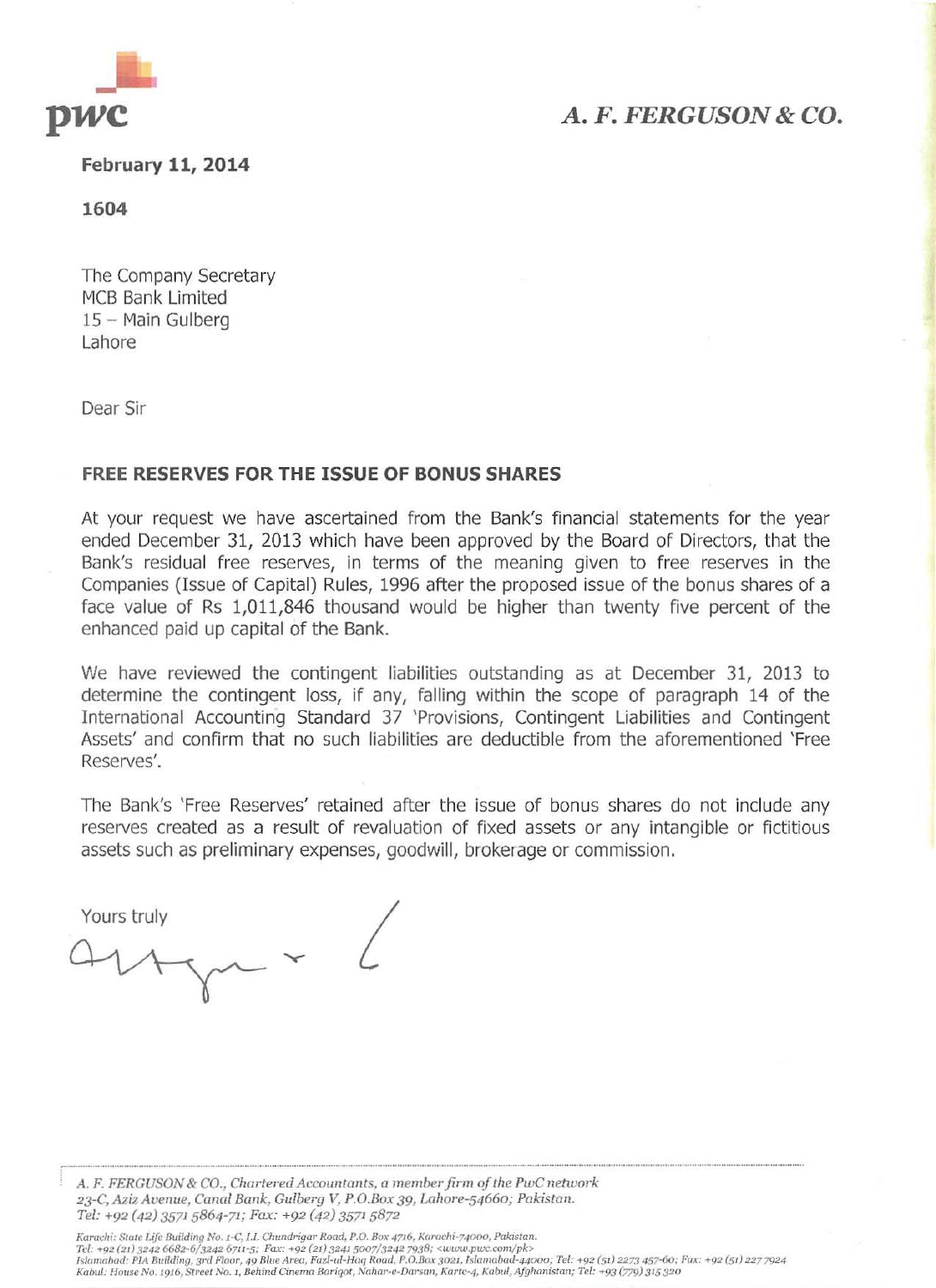**A. F. FERGUSON & CO.**

**February 11, 2014**

**1604**

The Company Secretary
MCB Bank Limited
15 – Main Gulberg
Lahore

Dear Sir

**FREE RESERVES FOR THE ISSUE OF BONUS SHARES**

At your request we have ascertained from the Bank's financial statements for the year ended December 31, 2013 which have been approved by the Board of Directors, that the Bank's residual free reserves, in terms of the meaning given to free reserves in the Companies (Issue of Capital) Rules, 1996 after the proposed issue of the bonus shares of a face value of Rs 1,011,846 thousand would be higher than twenty five percent of the enhanced paid up capital of the Bank.

We have reviewed the contingent liabilities outstanding as at December 31, 2013 to determine the contingent loss, if any, falling within the scope of paragraph 14 of the International Accounting Standard 37 'Provisions, Contingent Liabilities and Contingent Assets' and confirm that no such liabilities are deductible from the aforementioned 'Free Reserves'.

The Bank's 'Free Reserves' retained after the issue of bonus shares do not include any reserves created as a result of revaluation of fixed assets or any intangible or fictitious assets such as preliminary expenses, goodwill, brokerage or commission.

Yours truly

*A. F. FERGUSON & CO., Chartered Accountants, a member firm of the PwC network*
*23-C, Aziz Avenue, Canal Bank, Gulberg V, P.O.Box 39, Lahore-54660; Pakistan.*
*Tel: +92 (42) 3571 5864-71; Fax: +92 (42) 3571 5872*

*Karachi: State Life Building No. 1-C, I.I. Chundrigar Road, P.O. Box 4716, Karachi-74000, Pakistan.*
*Tel: +92 (21) 3242 6682-6/3242 6711-5; Fax: +92 (21) 3241 5007/3242 7938; <www.pwc.com/pk>*
*Islamabad: PIA Building, 3rd Floor, 49 Blue Area, Fazl-ul-Haq Road, P.O.Box 3021, Islamabad-44000; Tel: +92 (51) 2273 457-60; Fax: +92 (51) 227 7924*
*Kabul: House No. 1916, Street No. 1, Behind Cinema Bariqot, Nahar-e-Darsan, Karte-4, Kabul, Afghanistan; Tel: +93 (779) 315 320*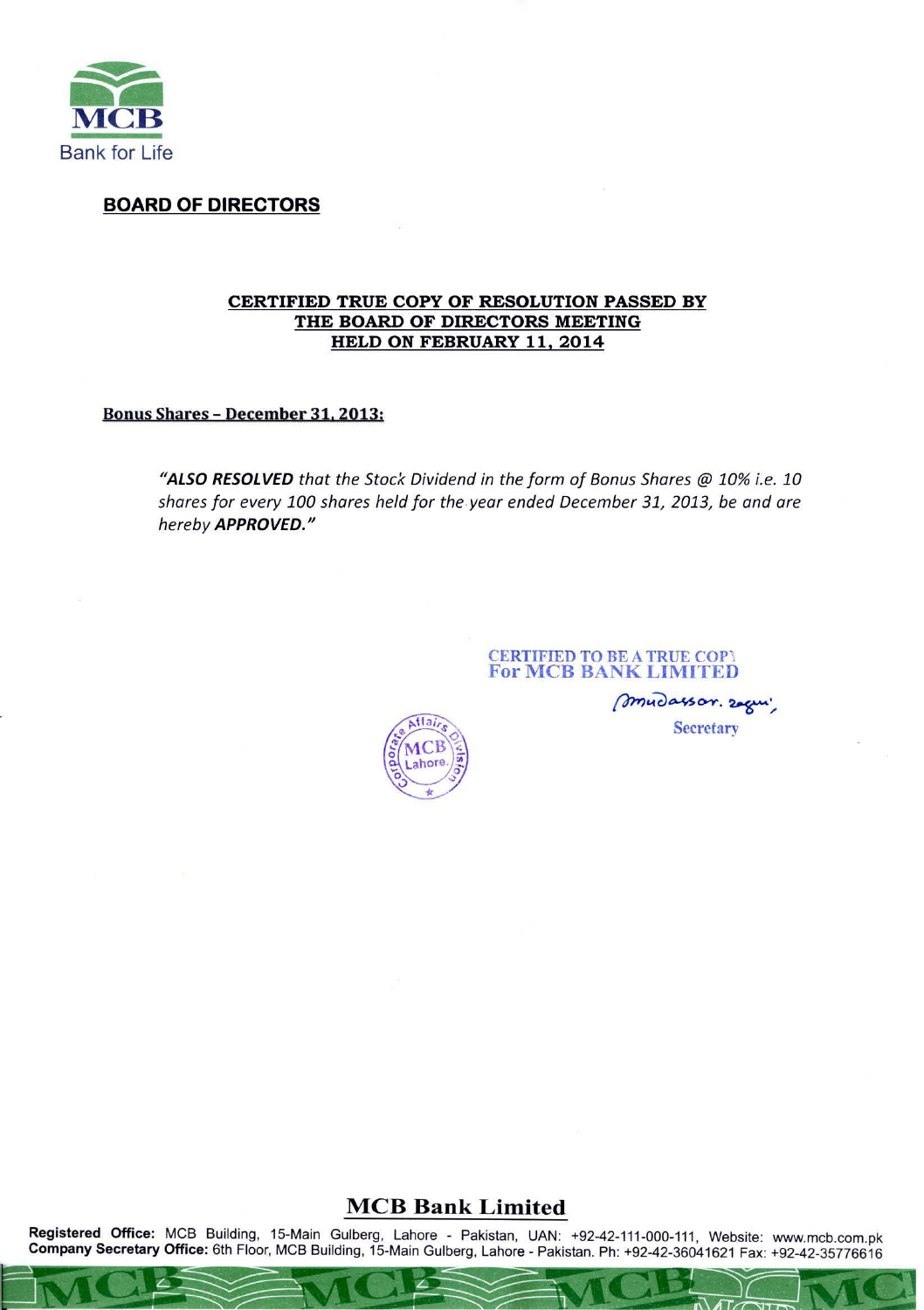MCB

Bank for Life

**BOARD OF DIRECTORS**

**CERTIFIED TRUE COPY OF RESOLUTION PASSED BY THE BOARD OF DIRECTORS MEETING HELD ON FEBRUARY 11, 2014**

**Bonus Shares – December 31, 2013:**

> *"**ALSO RESOLVED** that the Stock Dividend in the form of Bonus Shares @ 10% i.e. 10 shares for every 100 shares held for the year ended December 31, 2013, be and are hereby **APPROVED.**"*

CERTIFIED TO BE A TRUE COPY
For MCB BANK LIMITED

Mudassar. Zaqui

Secretary

Corporate Affairs Division MCB Lahore

**MCB Bank Limited**

**Registered Office:** MCB Building, 15-Main Gulberg, Lahore - Pakistan, UAN: +92-42-111-000-111, Website: www.mcb.com.pk
**Company Secretary Office:** 6th Floor, MCB Building, 15-Main Gulberg, Lahore - Pakistan. Ph: +92-42-36041621 Fax: +92-42-35776616